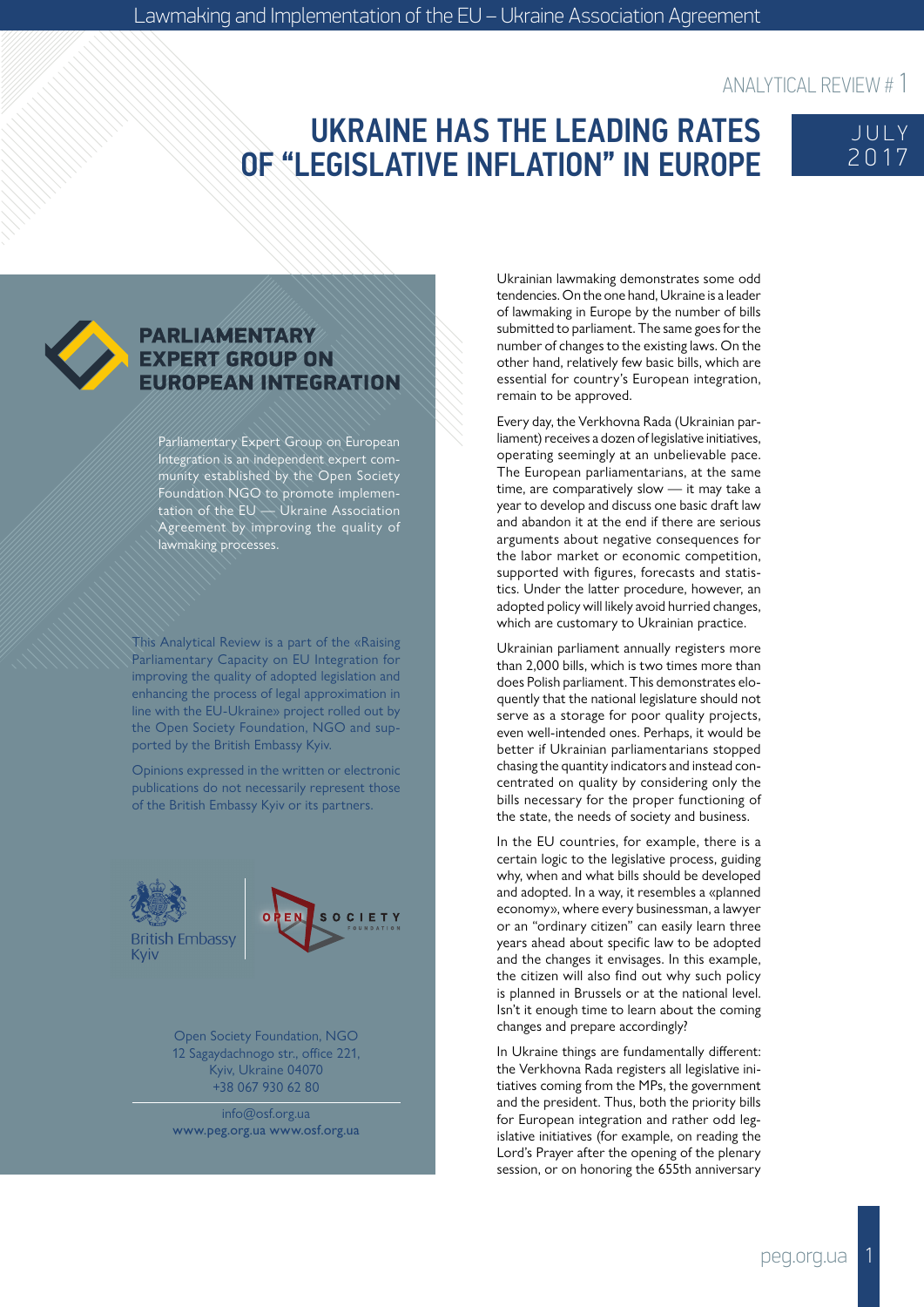ANALYTICAL REVIEW # 1

# UKRAINE HAS THE LEADING RATES OF "LEGISLATIVE INFLATION" IN EUROPE

JULY 2017

**PARLIAMENTARY EXPERT GROUP ON EUROPEAN INTEGRATION**

Parliamentary Expert Group on European Integration is an independent expert community established by the Open Society Foundation NGO to promote implementation of the EU — Ukraine Association Agreement by improving the quality of lawmaking processes.

This Analytical Review is a part of the «Raising Parliamentary Capacity on EU Integration for improving the quality of adopted legislation and enhancing the process of legal approximation in line with the EU-Ukraine» project rolled out by the Open Society Foundation, NGO and supported by the British Embassy Kyiv.

Opinions expressed in the written or electronic publications do not necessarily represent those of the British Embassy Kyiv or its partners.

British Embassy Kyiv

OPEN SOCIETY FOUNDATION

Open Society Foundation, NGO
12 Sagaydachnogo str., office 221,
Kyiv, Ukraine 04070
+38 067 930 62 80

info@osf.org.ua
www.peg.org.ua www.osf.org.ua

Ukrainian lawmaking demonstrates some odd tendencies. On the one hand, Ukraine is a leader of lawmaking in Europe by the number of bills submitted to parliament. The same goes for the number of changes to the existing laws. On the other hand, relatively few basic bills, which are essential for country's European integration, remain to be approved.

Every day, the Verkhovna Rada (Ukrainian parliament) receives a dozen of legislative initiatives, operating seemingly at an unbelievable pace. The European parliamentarians, at the same time, are comparatively slow — it may take a year to develop and discuss one basic draft law and abandon it at the end if there are serious arguments about negative consequences for the labor market or economic competition, supported with figures, forecasts and statistics. Under the latter procedure, however, an adopted policy will likely avoid hurried changes, which are customary to Ukrainian practice.

Ukrainian parliament annually registers more than 2,000 bills, which is two times more than does Polish parliament. This demonstrates eloquently that the national legislature should not serve as a storage for poor quality projects, even well-intended ones. Perhaps, it would be better if Ukrainian parliamentarians stopped chasing the quantity indicators and instead concentrated on quality by considering only the bills necessary for the proper functioning of the state, the needs of society and business.

In the EU countries, for example, there is a certain logic to the legislative process, guiding why, when and what bills should be developed and adopted. In a way, it resembles a «planned economy», where every businessman, a lawyer or an "ordinary citizen" can easily learn three years ahead about specific law to be adopted and the changes it envisages. In this example, the citizen will also find out why such policy is planned in Brussels or at the national level. Isn't it enough time to learn about the coming changes and prepare accordingly?

In Ukraine things are fundamentally different: the Verkhovna Rada registers all legislative initiatives coming from the MPs, the government and the president. Thus, both the priority bills for European integration and rather odd legislative initiatives (for example, on reading the Lord's Prayer after the opening of the plenary session, or on honoring the 655th anniversary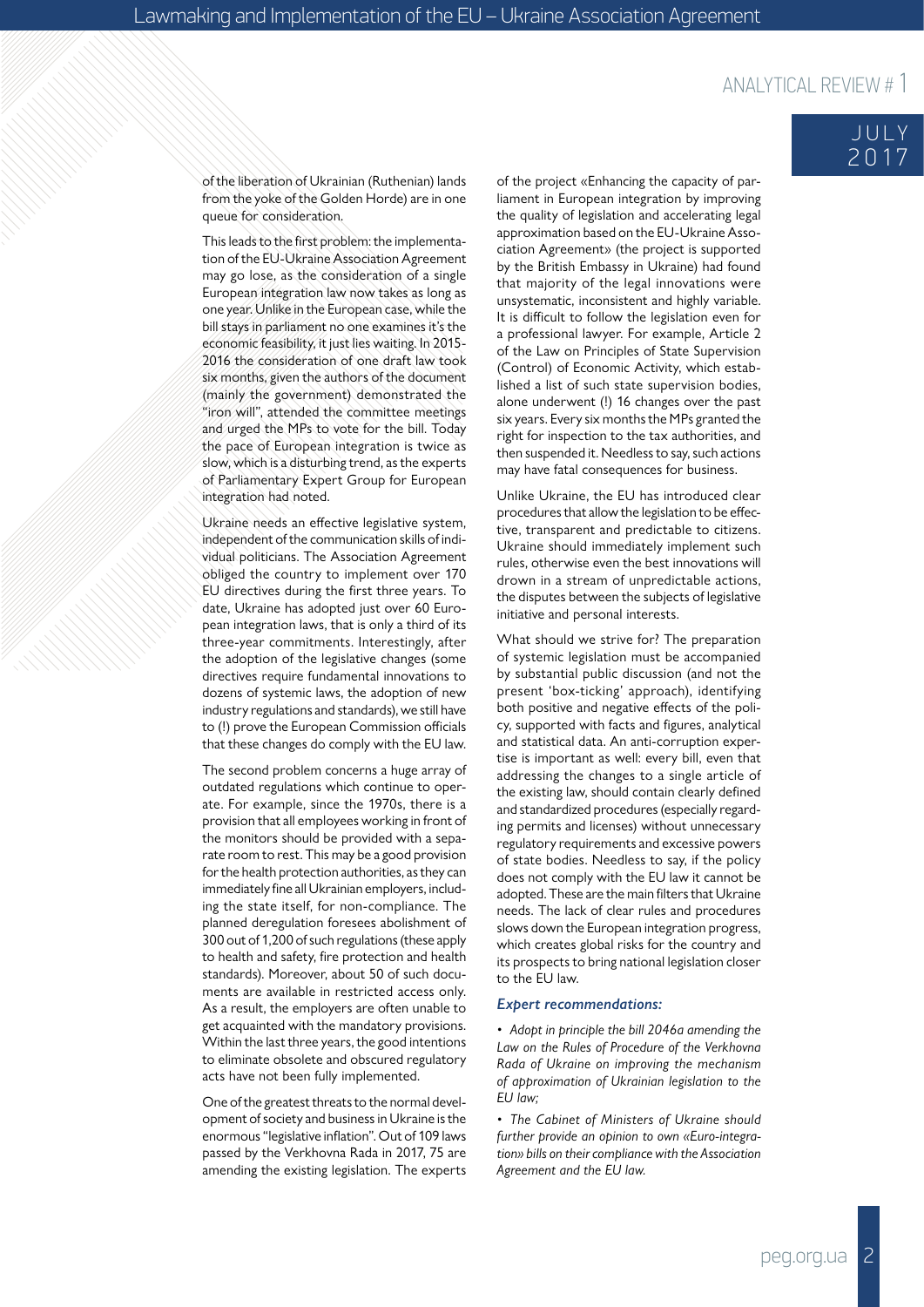of the liberation of Ukrainian (Ruthenian) lands from the yoke of the Golden Horde) are in one queue for consideration.

This leads to the first problem: the implementation of the EU-Ukraine Association Agreement may go lose, as the consideration of a single European integration law now takes as long as one year. Unlike in the European case, while the bill stays in parliament no one examines it's the economic feasibility, it just lies waiting. In 2015-2016 the consideration of one draft law took six months, given the authors of the document (mainly the government) demonstrated the "iron will", attended the committee meetings and urged the MPs to vote for the bill. Today the pace of European integration is twice as slow, which is a disturbing trend, as the experts of Parliamentary Expert Group for European integration had noted.

Ukraine needs an effective legislative system, independent of the communication skills of individual politicians. The Association Agreement obliged the country to implement over 170 EU directives during the first three years. To date, Ukraine has adopted just over 60 European integration laws, that is only a third of its three-year commitments. Interestingly, after the adoption of the legislative changes (some directives require fundamental innovations to dozens of systemic laws, the adoption of new industry regulations and standards), we still have to (!) prove the European Commission officials that these changes do comply with the EU law.

The second problem concerns a huge array of outdated regulations which continue to operate. For example, since the 1970s, there is a provision that all employees working in front of the monitors should be provided with a separate room to rest. This may be a good provision for the health protection authorities, as they can immediately fine all Ukrainian employers, including the state itself, for non-compliance. The planned deregulation foresees abolishment of 300 out of 1,200 of such regulations (these apply to health and safety, fire protection and health standards). Moreover, about 50 of such documents are available in restricted access only. As a result, the employers are often unable to get acquainted with the mandatory provisions. Within the last three years, the good intentions to eliminate obsolete and obscured regulatory acts have not been fully implemented.

One of the greatest threats to the normal development of society and business in Ukraine is the enormous "legislative inflation". Out of 109 laws passed by the Verkhovna Rada in 2017, 75 are amending the existing legislation. The experts of the project «Enhancing the capacity of parliament in European integration by improving the quality of legislation and accelerating legal approximation based on the EU-Ukraine Association Agreement» (the project is supported by the British Embassy in Ukraine) had found that majority of the legal innovations were unsystematic, inconsistent and highly variable. It is difficult to follow the legislation even for a professional lawyer. For example, Article 2 of the Law on Principles of State Supervision (Control) of Economic Activity, which established a list of such state supervision bodies, alone underwent (!) 16 changes over the past six years. Every six months the MPs granted the right for inspection to the tax authorities, and then suspended it. Needless to say, such actions may have fatal consequences for business.

Unlike Ukraine, the EU has introduced clear procedures that allow the legislation to be effective, transparent and predictable to citizens. Ukraine should immediately implement such rules, otherwise even the best innovations will drown in a stream of unpredictable actions, the disputes between the subjects of legislative initiative and personal interests.

What should we strive for? The preparation of systemic legislation must be accompanied by substantial public discussion (and not the present 'box-ticking' approach), identifying both positive and negative effects of the policy, supported with facts and figures, analytical and statistical data. An anti-corruption expertise is important as well: every bill, even that addressing the changes to a single article of the existing law, should contain clearly defined and standardized procedures (especially regarding permits and licenses) without unnecessary regulatory requirements and excessive powers of state bodies. Needless to say, if the policy does not comply with the EU law it cannot be adopted. These are the main filters that Ukraine needs. The lack of clear rules and procedures slows down the European integration progress, which creates global risks for the country and its prospects to bring national legislation closer to the EU law.

### *Expert recommendations:*

- *Adopt in principle the bill 2046a amending the Law on the Rules of Procedure of the Verkhovna Rada of Ukraine on improving the mechanism of approximation of Ukrainian legislation to the EU law;*
- *The Cabinet of Ministers of Ukraine should further provide an opinion to own «Euro-integration» bills on their compliance with the Association Agreement and the EU law.*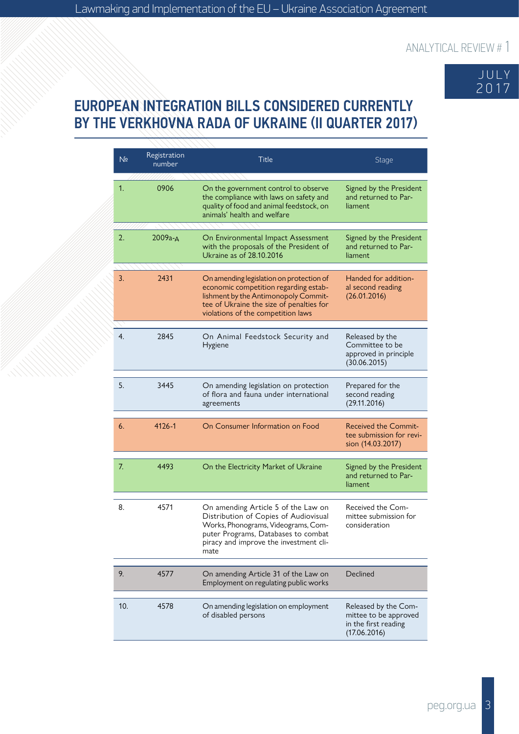# EUROPEAN INTEGRATION BILLS CONSIDERED CURRENTLY BY THE VERKHOVNA RADA OF UKRAINE (II QUARTER 2017)

| № | Registration number | Title | Stage |
|---|---|---|---|
| 1. | 0906 | On the government control to observe the compliance with laws on safety and quality of food and animal feedstock, on animals' health and welfare | Signed by the President and returned to Parliament |
| 2. | 2009a-A | On Environmental Impact Assessment with the proposals of the President of Ukraine as of 28.10.2016 | Signed by the President and returned to Parliament |
| 3. | 2431 | On amending legislation on protection of economic competition regarding establishment by the Antimonopoly Committee of Ukraine the size of penalties for violations of the competition laws | Handed for additional second reading (26.01.2016) |
| 4. | 2845 | On Animal Feedstock Security and Hygiene | Released by the Committee to be approved in principle (30.06.2015) |
| 5. | 3445 | On amending legislation on protection of flora and fauna under international agreements | Prepared for the second reading (29.11.2016) |
| 6. | 4126-1 | On Consumer Information on Food | Received the Committee submission for revision (14.03.2017) |
| 7. | 4493 | On the Electricity Market of Ukraine | Signed by the President and returned to Parliament |
| 8. | 4571 | On amending Article 5 of the Law on Distribution of Copies of Audiovisual Works, Phonograms, Videograms, Computer Programs, Databases to combat piracy and improve the investment climate | Received the Committee submission for consideration |
| 9. | 4577 | On amending Article 31 of the Law on Employment on regulating public works | Declined |
| 10. | 4578 | On amending legislation on employment of disabled persons | Released by the Committee to be approved in the first reading (17.06.2016) |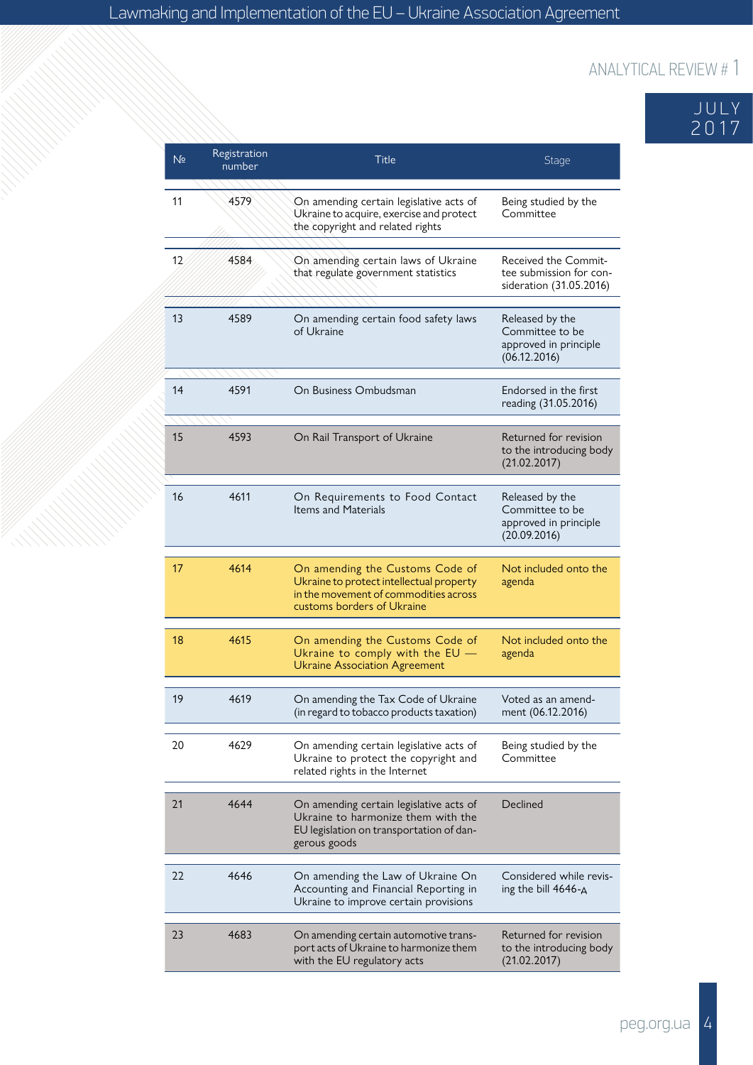| № | Registration number | Title | Stage |
|---|---|---|---|
| 11 | 4579 | On amending certain legislative acts of Ukraine to acquire, exercise and protect the copyright and related rights | Being studied by the Committee |
| 12 | 4584 | On amending certain laws of Ukraine that regulate government statistics | Received the Committee submission for consideration (31.05.2016) |
| 13 | 4589 | On amending certain food safety laws of Ukraine | Released by the Committee to be approved in principle (06.12.2016) |
| 14 | 4591 | On Business Ombudsman | Endorsed in the first reading (31.05.2016) |
| 15 | 4593 | On Rail Transport of Ukraine | Returned for revision to the introducing body (21.02.2017) |
| 16 | 4611 | On Requirements to Food Contact Items and Materials | Released by the Committee to be approved in principle (20.09.2016) |
| 17 | 4614 | On amending the Customs Code of Ukraine to protect intellectual property in the movement of commodities across customs borders of Ukraine | Not included onto the agenda |
| 18 | 4615 | On amending the Customs Code of Ukraine to comply with the EU — Ukraine Association Agreement | Not included onto the agenda |
| 19 | 4619 | On amending the Tax Code of Ukraine (in regard to tobacco products taxation) | Voted as an amendment (06.12.2016) |
| 20 | 4629 | On amending certain legislative acts of Ukraine to protect the copyright and related rights in the Internet | Being studied by the Committee |
| 21 | 4644 | On amending certain legislative acts of Ukraine to harmonize them with the EU legislation on transportation of dangerous goods | Declined |
| 22 | 4646 | On amending the Law of Ukraine On Accounting and Financial Reporting in Ukraine to improve certain provisions | Considered while revising the bill 4646-А |
| 23 | 4683 | On amending certain automotive transport acts of Ukraine to harmonize them with the EU regulatory acts | Returned for revision to the introducing body (21.02.2017) |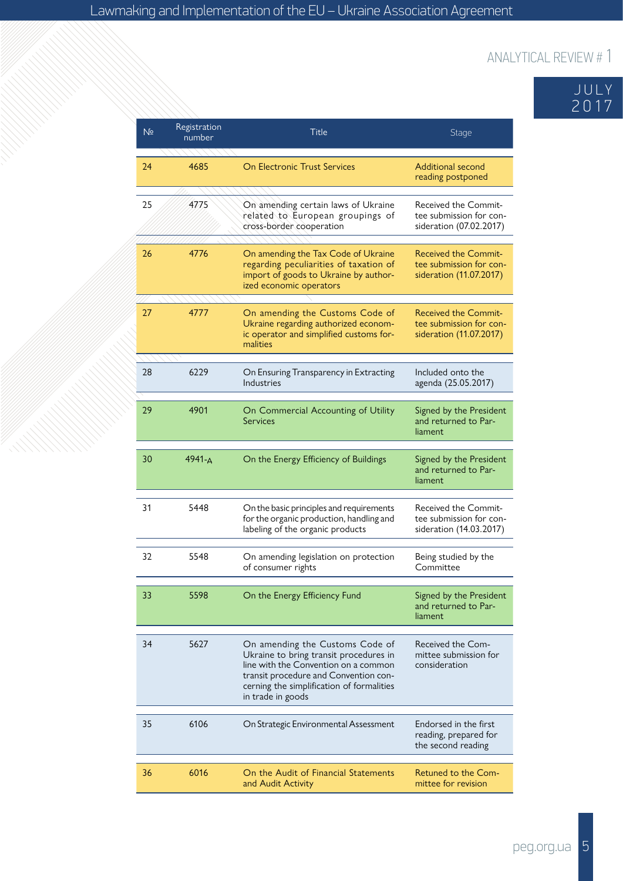| № | Registration number | Title | Stage |
|---|---|---|---|
| 24 | 4685 | On Electronic Trust Services | Additional second reading postponed |
| 25 | 4775 | On amending certain laws of Ukraine related to European groupings of cross-border cooperation | Received the Committee submission for consideration (07.02.2017) |
| 26 | 4776 | On amending the Tax Code of Ukraine regarding peculiarities of taxation of import of goods to Ukraine by authorized economic operators | Received the Committee submission for consideration (11.07.2017) |
| 27 | 4777 | On amending the Customs Code of Ukraine regarding authorized economic operator and simplified customs formalities | Received the Committee submission for consideration (11.07.2017) |
| 28 | 6229 | On Ensuring Transparency in Extracting Industries | Included onto the agenda (25.05.2017) |
| 29 | 4901 | On Commercial Accounting of Utility Services | Signed by the President and returned to Parliament |
| 30 | 4941-д | On the Energy Efficiency of Buildings | Signed by the President and returned to Parliament |
| 31 | 5448 | On the basic principles and requirements for the organic production, handling and labeling of the organic products | Received the Committee submission for consideration (14.03.2017) |
| 32 | 5548 | On amending legislation on protection of consumer rights | Being studied by the Committee |
| 33 | 5598 | On the Energy Efficiency Fund | Signed by the President and returned to Parliament |
| 34 | 5627 | On amending the Customs Code of Ukraine to bring transit procedures in line with the Convention on a common transit procedure and Convention concerning the simplification of formalities in trade in goods | Received the Committee submission for consideration |
| 35 | 6106 | On Strategic Environmental Assessment | Endorsed in the first reading, prepared for the second reading |
| 36 | 6016 | On the Audit of Financial Statements and Audit Activity | Retuned to the Committee for revision |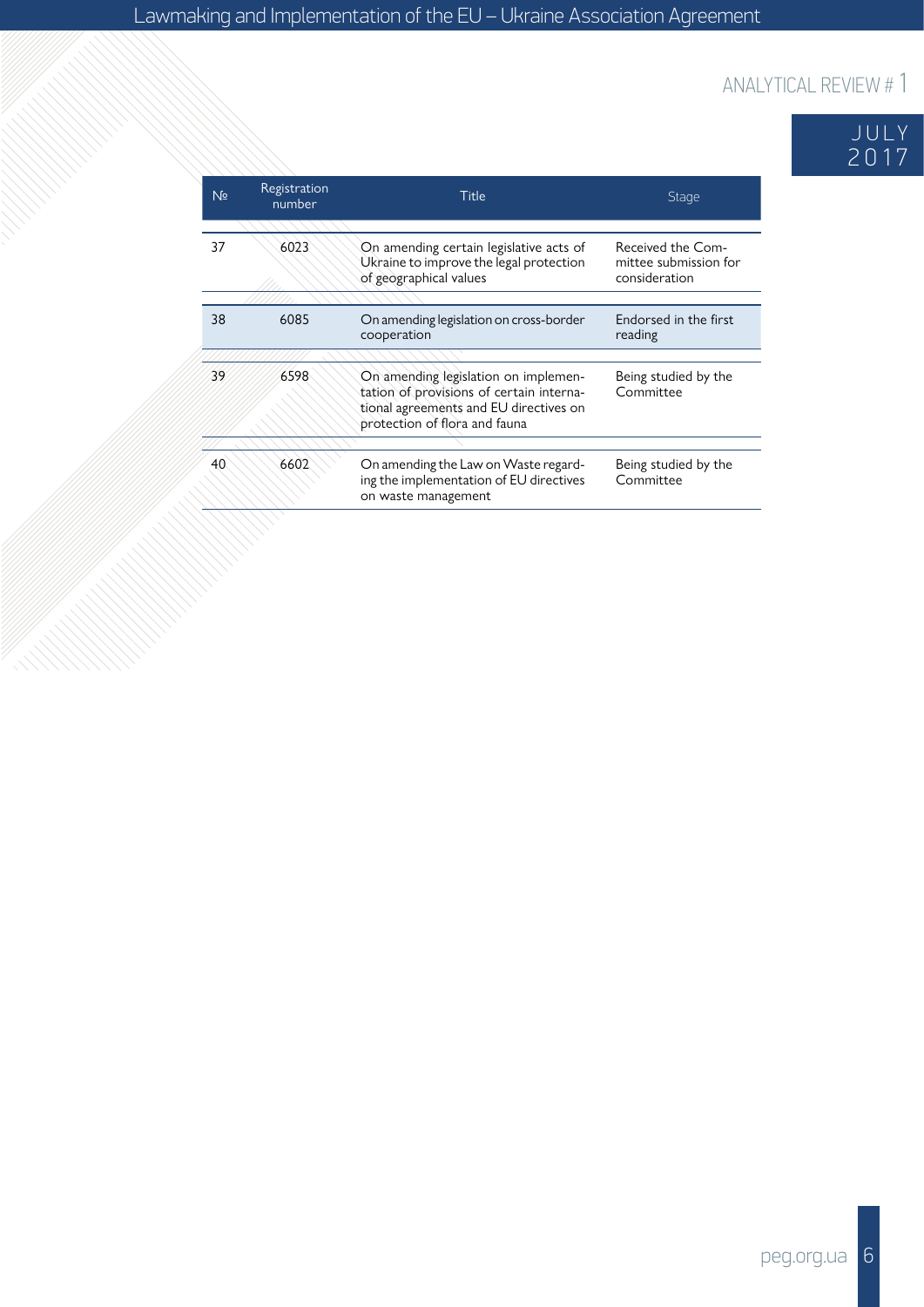| № | Registration number | Title | Stage |
|---|---|---|---|
| 37 | 6023 | On amending certain legislative acts of Ukraine to improve the legal protection of geographical values | Received the Committee submission for consideration |
| 38 | 6085 | On amending legislation on cross-border cooperation | Endorsed in the first reading |
| 39 | 6598 | On amending legislation on implementation of provisions of certain international agreements and EU directives on protection of flora and fauna | Being studied by the Committee |
| 40 | 6602 | On amending the Law on Waste regarding the implementation of EU directives on waste management | Being studied by the Committee |